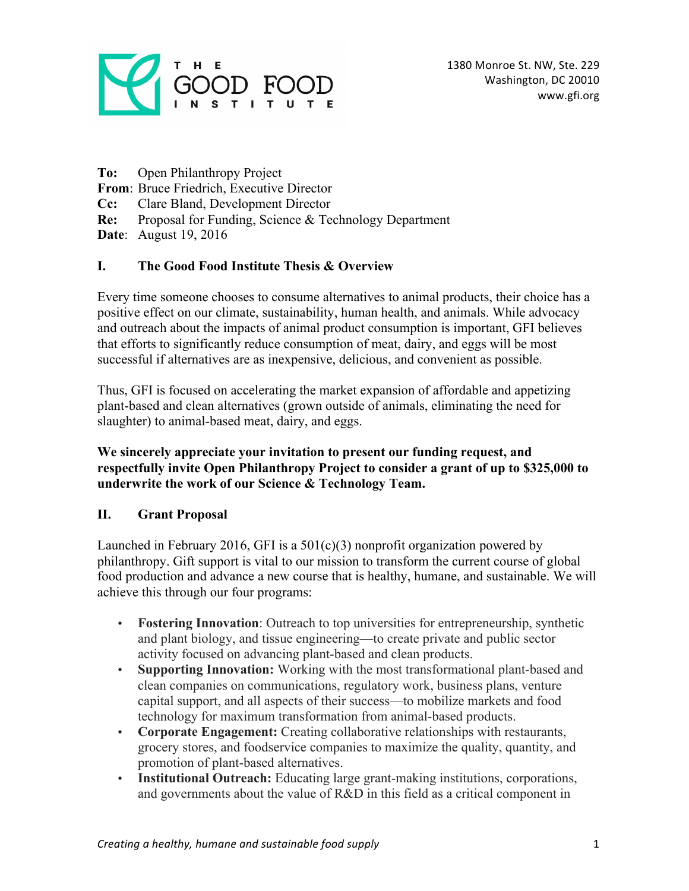THE GOOD FOOD INSTITUTE

1380 Monroe St. NW, Ste. 229
Washington, DC 20010
www.gfi.org

**To:** Open Philanthropy Project
**From**: Bruce Friedrich, Executive Director
**Cc:** Clare Bland, Development Director
**Re:** Proposal for Funding, Science & Technology Department
**Date**: August 19, 2016

## I. The Good Food Institute Thesis & Overview

Every time someone chooses to consume alternatives to animal products, their choice has a positive effect on our climate, sustainability, human health, and animals. While advocacy and outreach about the impacts of animal product consumption is important, GFI believes that efforts to significantly reduce consumption of meat, dairy, and eggs will be most successful if alternatives are as inexpensive, delicious, and convenient as possible.

Thus, GFI is focused on accelerating the market expansion of affordable and appetizing plant-based and clean alternatives (grown outside of animals, eliminating the need for slaughter) to animal-based meat, dairy, and eggs.

**We sincerely appreciate your invitation to present our funding request, and respectfully invite Open Philanthropy Project to consider a grant of up to $325,000 to underwrite the work of our Science & Technology Team.**

## II. Grant Proposal

Launched in February 2016, GFI is a 501(c)(3) nonprofit organization powered by philanthropy. Gift support is vital to our mission to transform the current course of global food production and advance a new course that is healthy, humane, and sustainable. We will achieve this through our four programs:

- **Fostering Innovation**: Outreach to top universities for entrepreneurship, synthetic and plant biology, and tissue engineering—to create private and public sector activity focused on advancing plant-based and clean products.
- **Supporting Innovation:** Working with the most transformational plant-based and clean companies on communications, regulatory work, business plans, venture capital support, and all aspects of their success—to mobilize markets and food technology for maximum transformation from animal-based products.
- **Corporate Engagement:** Creating collaborative relationships with restaurants, grocery stores, and foodservice companies to maximize the quality, quantity, and promotion of plant-based alternatives.
- **Institutional Outreach:** Educating large grant-making institutions, corporations, and governments about the value of R&D in this field as a critical component in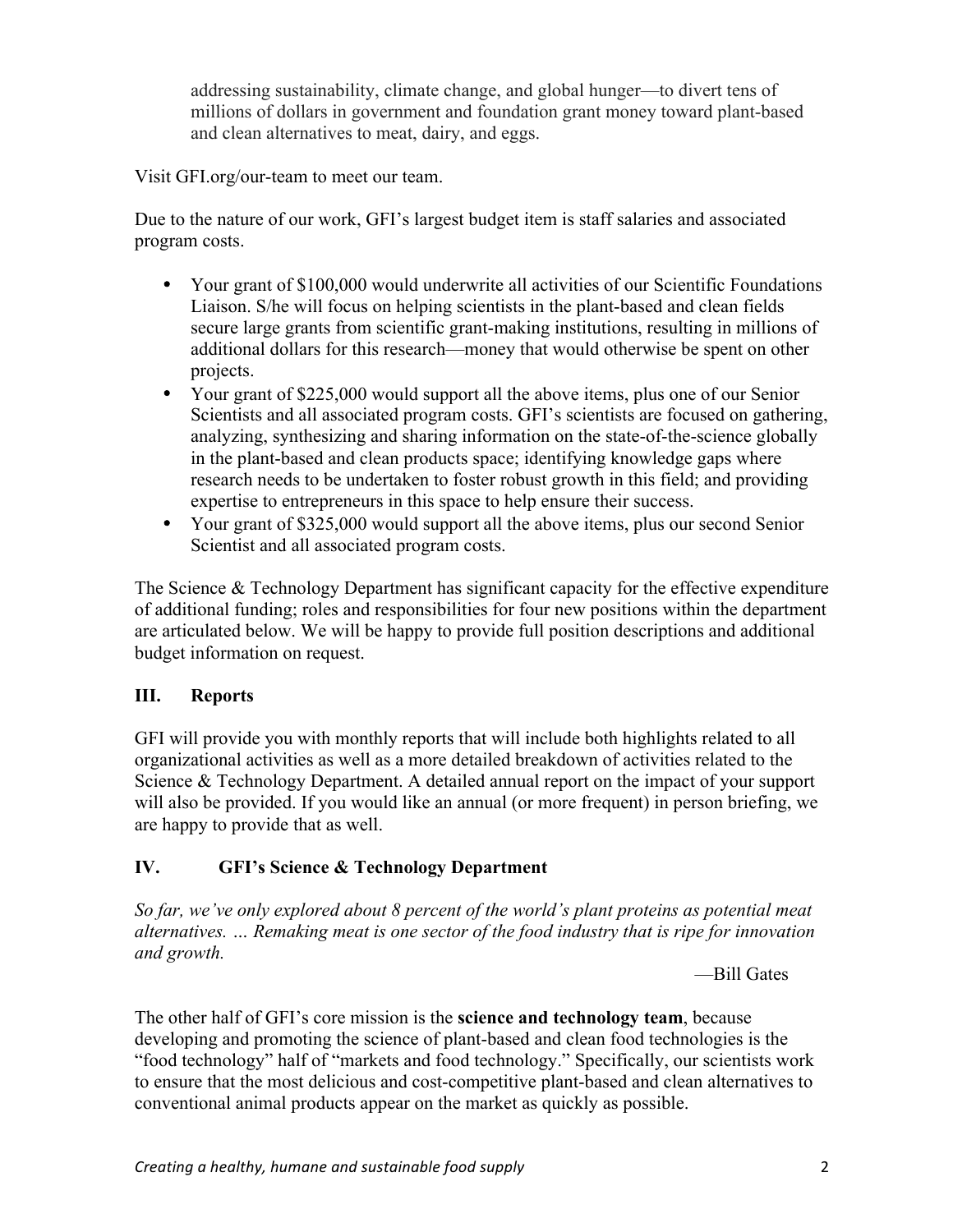addressing sustainability, climate change, and global hunger—to divert tens of millions of dollars in government and foundation grant money toward plant-based and clean alternatives to meat, dairy, and eggs.

Visit GFI.org/our-team to meet our team.

Due to the nature of our work, GFI's largest budget item is staff salaries and associated program costs.

- Your grant of $100,000 would underwrite all activities of our Scientific Foundations Liaison. S/he will focus on helping scientists in the plant-based and clean fields secure large grants from scientific grant-making institutions, resulting in millions of additional dollars for this research—money that would otherwise be spent on other projects.
- Your grant of $225,000 would support all the above items, plus one of our Senior Scientists and all associated program costs. GFI's scientists are focused on gathering, analyzing, synthesizing and sharing information on the state-of-the-science globally in the plant-based and clean products space; identifying knowledge gaps where research needs to be undertaken to foster robust growth in this field; and providing expertise to entrepreneurs in this space to help ensure their success.
- Your grant of $325,000 would support all the above items, plus our second Senior Scientist and all associated program costs.

The Science & Technology Department has significant capacity for the effective expenditure of additional funding; roles and responsibilities for four new positions within the department are articulated below. We will be happy to provide full position descriptions and additional budget information on request.

## III. Reports

GFI will provide you with monthly reports that will include both highlights related to all organizational activities as well as a more detailed breakdown of activities related to the Science & Technology Department. A detailed annual report on the impact of your support will also be provided. If you would like an annual (or more frequent) in person briefing, we are happy to provide that as well.

## IV. GFI's Science & Technology Department

*So far, we've only explored about 8 percent of the world's plant proteins as potential meat alternatives. … Remaking meat is one sector of the food industry that is ripe for innovation and growth.*

—Bill Gates

The other half of GFI's core mission is the **science and technology team**, because developing and promoting the science of plant-based and clean food technologies is the "food technology" half of "markets and food technology." Specifically, our scientists work to ensure that the most delicious and cost-competitive plant-based and clean alternatives to conventional animal products appear on the market as quickly as possible.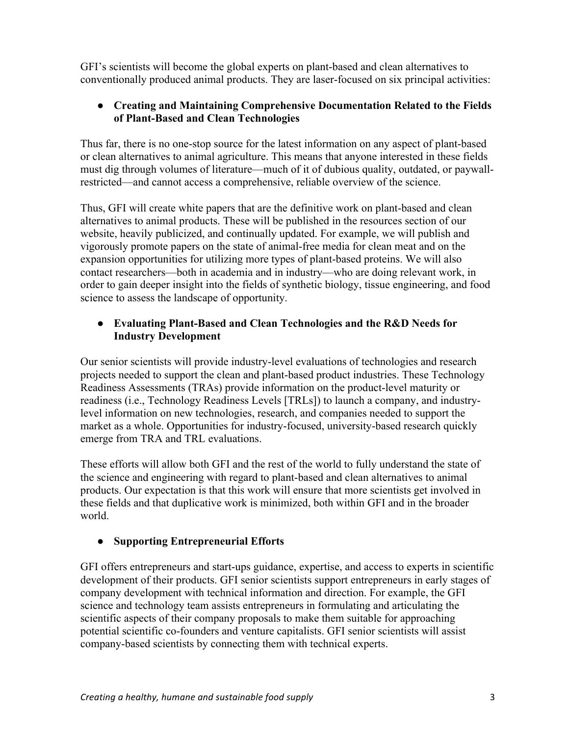GFI's scientists will become the global experts on plant-based and clean alternatives to conventionally produced animal products. They are laser-focused on six principal activities:

- **Creating and Maintaining Comprehensive Documentation Related to the Fields of Plant-Based and Clean Technologies**

Thus far, there is no one-stop source for the latest information on any aspect of plant-based or clean alternatives to animal agriculture. This means that anyone interested in these fields must dig through volumes of literature—much of it of dubious quality, outdated, or paywall-restricted—and cannot access a comprehensive, reliable overview of the science.

Thus, GFI will create white papers that are the definitive work on plant-based and clean alternatives to animal products. These will be published in the resources section of our website, heavily publicized, and continually updated. For example, we will publish and vigorously promote papers on the state of animal-free media for clean meat and on the expansion opportunities for utilizing more types of plant-based proteins. We will also contact researchers—both in academia and in industry—who are doing relevant work, in order to gain deeper insight into the fields of synthetic biology, tissue engineering, and food science to assess the landscape of opportunity.

- **Evaluating Plant-Based and Clean Technologies and the R&D Needs for Industry Development**

Our senior scientists will provide industry-level evaluations of technologies and research projects needed to support the clean and plant-based product industries. These Technology Readiness Assessments (TRAs) provide information on the product-level maturity or readiness (i.e., Technology Readiness Levels [TRLs]) to launch a company, and industry-level information on new technologies, research, and companies needed to support the market as a whole. Opportunities for industry-focused, university-based research quickly emerge from TRA and TRL evaluations.

These efforts will allow both GFI and the rest of the world to fully understand the state of the science and engineering with regard to plant-based and clean alternatives to animal products. Our expectation is that this work will ensure that more scientists get involved in these fields and that duplicative work is minimized, both within GFI and in the broader world.

- **Supporting Entrepreneurial Efforts**

GFI offers entrepreneurs and start-ups guidance, expertise, and access to experts in scientific development of their products. GFI senior scientists support entrepreneurs in early stages of company development with technical information and direction. For example, the GFI science and technology team assists entrepreneurs in formulating and articulating the scientific aspects of their company proposals to make them suitable for approaching potential scientific co-founders and venture capitalists. GFI senior scientists will assist company-based scientists by connecting them with technical experts.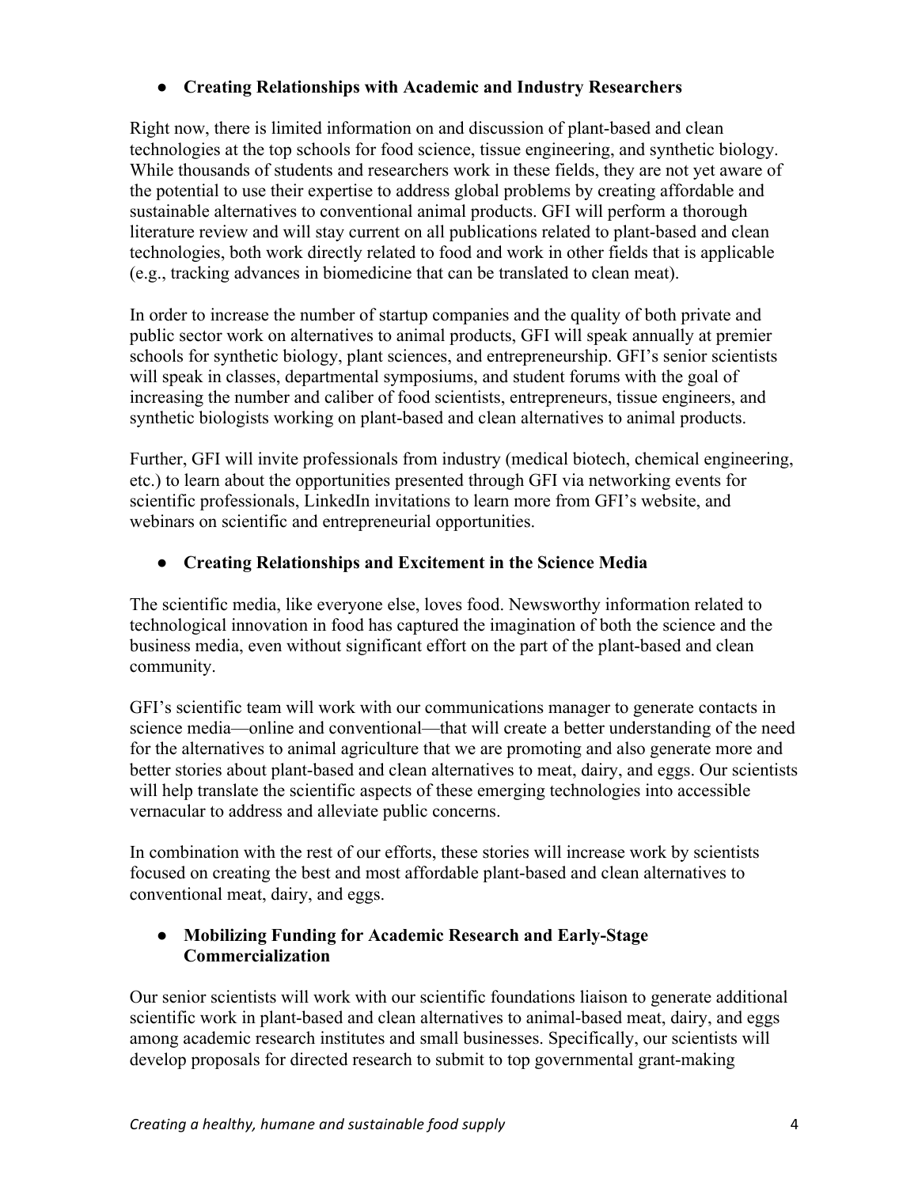- **Creating Relationships with Academic and Industry Researchers**

Right now, there is limited information on and discussion of plant-based and clean technologies at the top schools for food science, tissue engineering, and synthetic biology. While thousands of students and researchers work in these fields, they are not yet aware of the potential to use their expertise to address global problems by creating affordable and sustainable alternatives to conventional animal products. GFI will perform a thorough literature review and will stay current on all publications related to plant-based and clean technologies, both work directly related to food and work in other fields that is applicable (e.g., tracking advances in biomedicine that can be translated to clean meat).

In order to increase the number of startup companies and the quality of both private and public sector work on alternatives to animal products, GFI will speak annually at premier schools for synthetic biology, plant sciences, and entrepreneurship. GFI's senior scientists will speak in classes, departmental symposiums, and student forums with the goal of increasing the number and caliber of food scientists, entrepreneurs, tissue engineers, and synthetic biologists working on plant-based and clean alternatives to animal products.

Further, GFI will invite professionals from industry (medical biotech, chemical engineering, etc.) to learn about the opportunities presented through GFI via networking events for scientific professionals, LinkedIn invitations to learn more from GFI's website, and webinars on scientific and entrepreneurial opportunities.

- **Creating Relationships and Excitement in the Science Media**

The scientific media, like everyone else, loves food. Newsworthy information related to technological innovation in food has captured the imagination of both the science and the business media, even without significant effort on the part of the plant-based and clean community.

GFI's scientific team will work with our communications manager to generate contacts in science media—online and conventional—that will create a better understanding of the need for the alternatives to animal agriculture that we are promoting and also generate more and better stories about plant-based and clean alternatives to meat, dairy, and eggs. Our scientists will help translate the scientific aspects of these emerging technologies into accessible vernacular to address and alleviate public concerns.

In combination with the rest of our efforts, these stories will increase work by scientists focused on creating the best and most affordable plant-based and clean alternatives to conventional meat, dairy, and eggs.

- **Mobilizing Funding for Academic Research and Early-Stage Commercialization**

Our senior scientists will work with our scientific foundations liaison to generate additional scientific work in plant-based and clean alternatives to animal-based meat, dairy, and eggs among academic research institutes and small businesses. Specifically, our scientists will develop proposals for directed research to submit to top governmental grant-making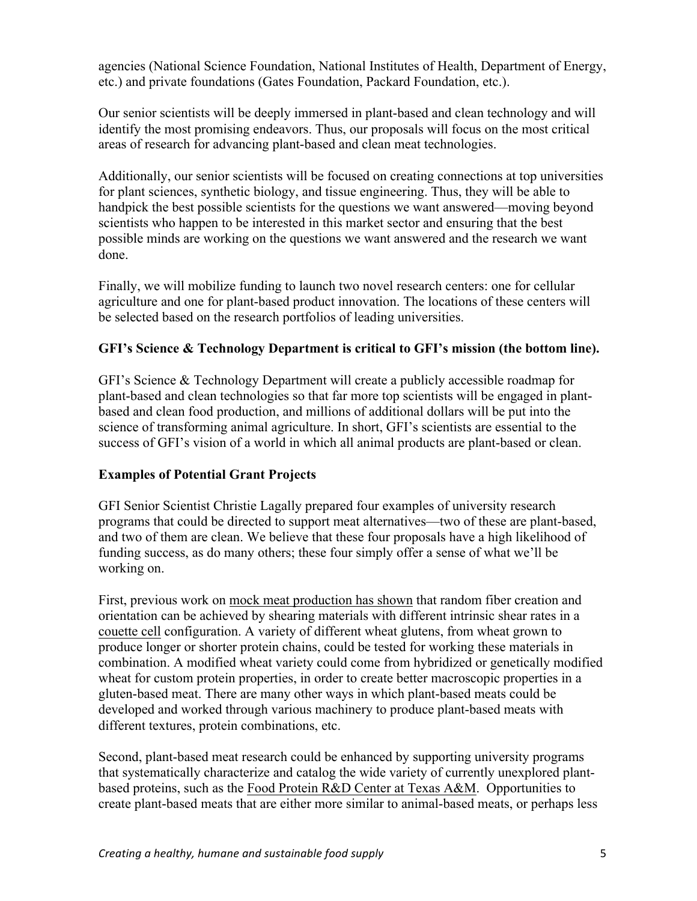agencies (National Science Foundation, National Institutes of Health, Department of Energy, etc.) and private foundations (Gates Foundation, Packard Foundation, etc.).

Our senior scientists will be deeply immersed in plant-based and clean technology and will identify the most promising endeavors. Thus, our proposals will focus on the most critical areas of research for advancing plant-based and clean meat technologies.

Additionally, our senior scientists will be focused on creating connections at top universities for plant sciences, synthetic biology, and tissue engineering. Thus, they will be able to handpick the best possible scientists for the questions we want answered—moving beyond scientists who happen to be interested in this market sector and ensuring that the best possible minds are working on the questions we want answered and the research we want done.

Finally, we will mobilize funding to launch two novel research centers: one for cellular agriculture and one for plant-based product innovation. The locations of these centers will be selected based on the research portfolios of leading universities.

**GFI's Science & Technology Department is critical to GFI's mission (the bottom line).**

GFI's Science & Technology Department will create a publicly accessible roadmap for plant-based and clean technologies so that far more top scientists will be engaged in plant-based and clean food production, and millions of additional dollars will be put into the science of transforming animal agriculture. In short, GFI's scientists are essential to the success of GFI's vision of a world in which all animal products are plant-based or clean.

**Examples of Potential Grant Projects**

GFI Senior Scientist Christie Lagally prepared four examples of university research programs that could be directed to support meat alternatives—two of these are plant-based, and two of them are clean. We believe that these four proposals have a high likelihood of funding success, as do many others; these four simply offer a sense of what we'll be working on.

First, previous work on mock meat production has shown that random fiber creation and orientation can be achieved by shearing materials with different intrinsic shear rates in a couette cell configuration. A variety of different wheat glutens, from wheat grown to produce longer or shorter protein chains, could be tested for working these materials in combination. A modified wheat variety could come from hybridized or genetically modified wheat for custom protein properties, in order to create better macroscopic properties in a gluten-based meat. There are many other ways in which plant-based meats could be developed and worked through various machinery to produce plant-based meats with different textures, protein combinations, etc.

Second, plant-based meat research could be enhanced by supporting university programs that systematically characterize and catalog the wide variety of currently unexplored plant-based proteins, such as the Food Protein R&D Center at Texas A&M. Opportunities to create plant-based meats that are either more similar to animal-based meats, or perhaps less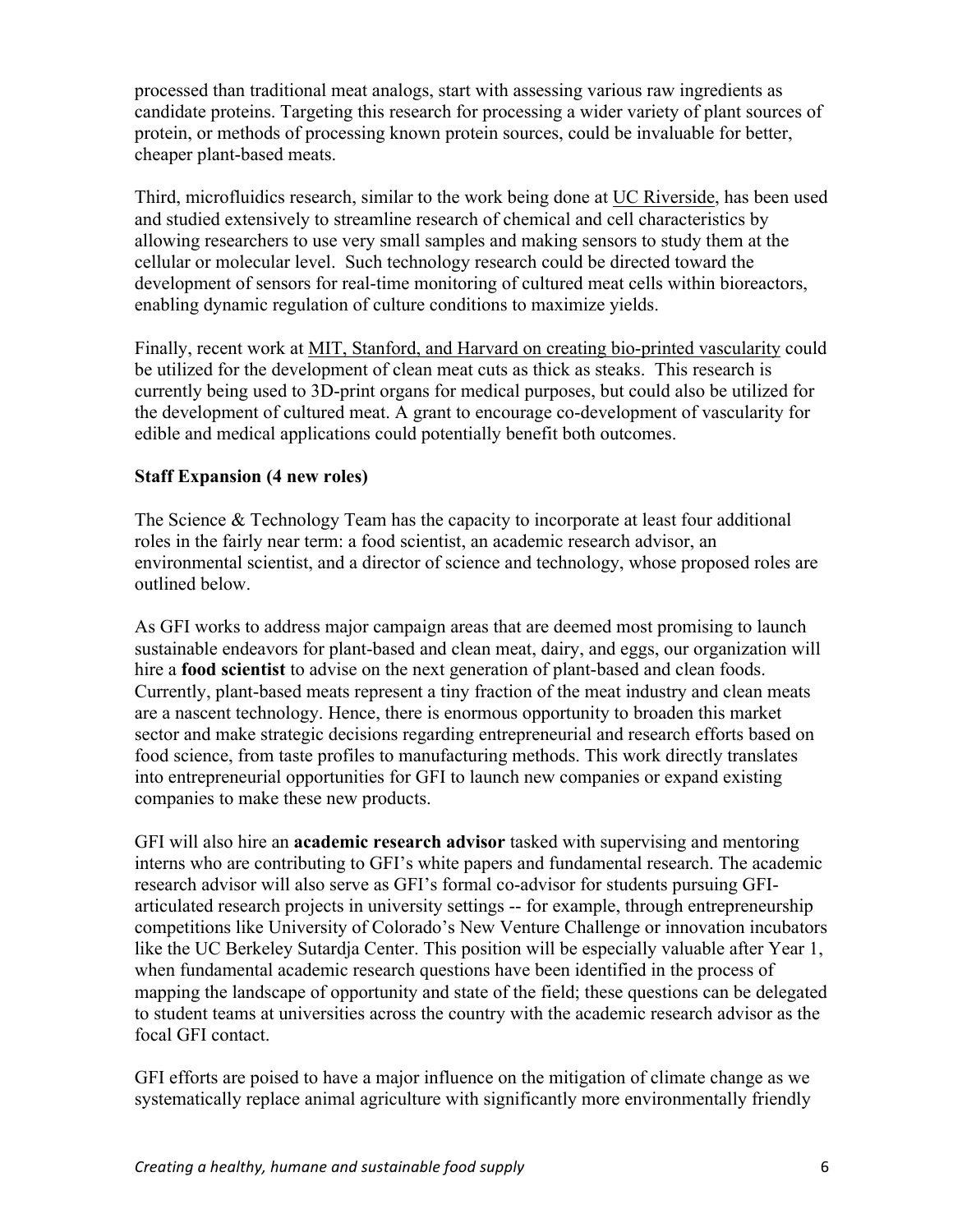processed than traditional meat analogs, start with assessing various raw ingredients as candidate proteins. Targeting this research for processing a wider variety of plant sources of protein, or methods of processing known protein sources, could be invaluable for better, cheaper plant-based meats.

Third, microfluidics research, similar to the work being done at UC Riverside, has been used and studied extensively to streamline research of chemical and cell characteristics by allowing researchers to use very small samples and making sensors to study them at the cellular or molecular level. Such technology research could be directed toward the development of sensors for real-time monitoring of cultured meat cells within bioreactors, enabling dynamic regulation of culture conditions to maximize yields.

Finally, recent work at MIT, Stanford, and Harvard on creating bio-printed vascularity could be utilized for the development of clean meat cuts as thick as steaks. This research is currently being used to 3D-print organs for medical purposes, but could also be utilized for the development of cultured meat. A grant to encourage co-development of vascularity for edible and medical applications could potentially benefit both outcomes.

**Staff Expansion (4 new roles)**

The Science & Technology Team has the capacity to incorporate at least four additional roles in the fairly near term: a food scientist, an academic research advisor, an environmental scientist, and a director of science and technology, whose proposed roles are outlined below.

As GFI works to address major campaign areas that are deemed most promising to launch sustainable endeavors for plant-based and clean meat, dairy, and eggs, our organization will hire a **food scientist** to advise on the next generation of plant-based and clean foods. Currently, plant-based meats represent a tiny fraction of the meat industry and clean meats are a nascent technology. Hence, there is enormous opportunity to broaden this market sector and make strategic decisions regarding entrepreneurial and research efforts based on food science, from taste profiles to manufacturing methods. This work directly translates into entrepreneurial opportunities for GFI to launch new companies or expand existing companies to make these new products.

GFI will also hire an **academic research advisor** tasked with supervising and mentoring interns who are contributing to GFI's white papers and fundamental research. The academic research advisor will also serve as GFI's formal co-advisor for students pursuing GFI-articulated research projects in university settings -- for example, through entrepreneurship competitions like University of Colorado's New Venture Challenge or innovation incubators like the UC Berkeley Sutardja Center. This position will be especially valuable after Year 1, when fundamental academic research questions have been identified in the process of mapping the landscape of opportunity and state of the field; these questions can be delegated to student teams at universities across the country with the academic research advisor as the focal GFI contact.

GFI efforts are poised to have a major influence on the mitigation of climate change as we systematically replace animal agriculture with significantly more environmentally friendly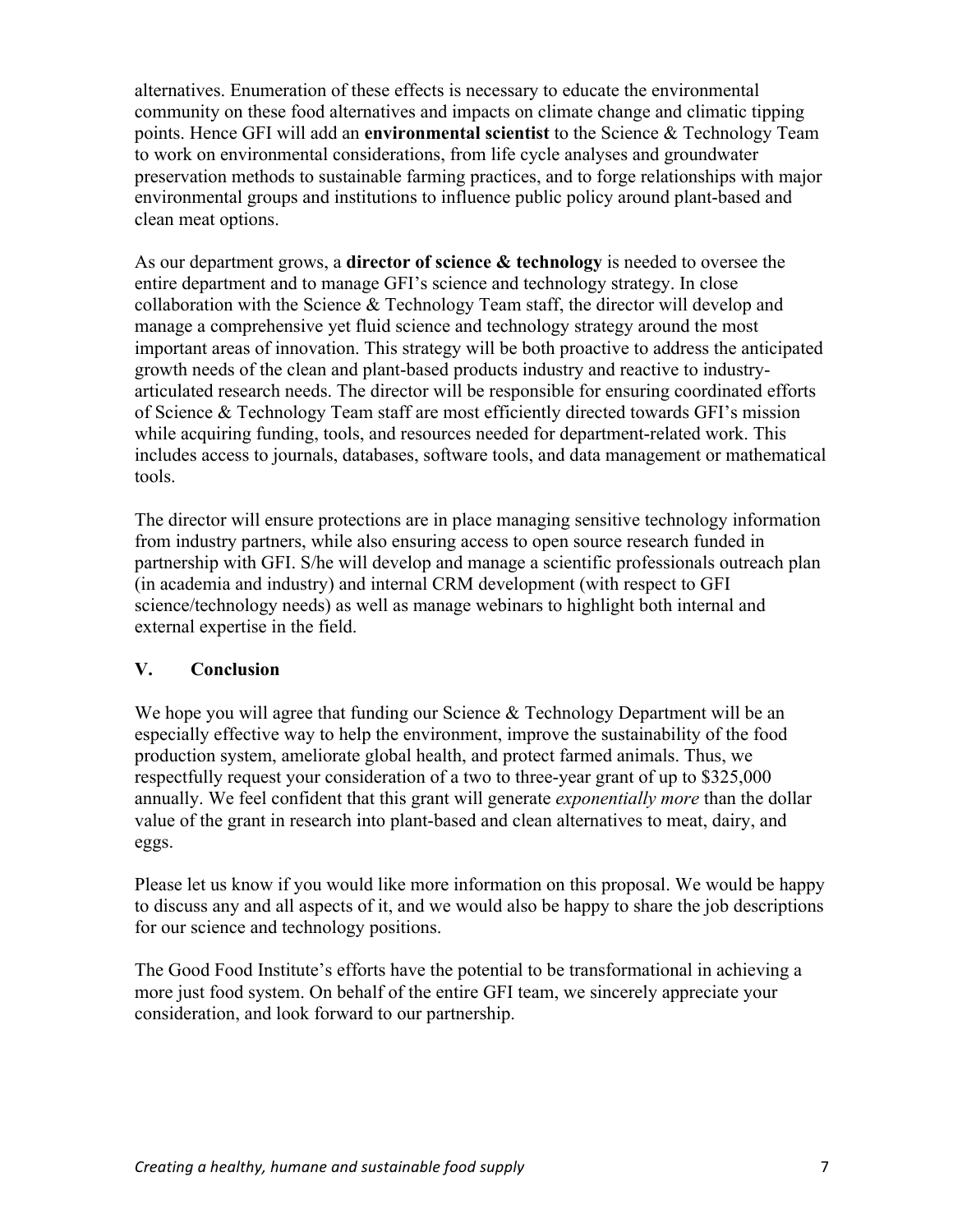alternatives. Enumeration of these effects is necessary to educate the environmental community on these food alternatives and impacts on climate change and climatic tipping points. Hence GFI will add an **environmental scientist** to the Science & Technology Team to work on environmental considerations, from life cycle analyses and groundwater preservation methods to sustainable farming practices, and to forge relationships with major environmental groups and institutions to influence public policy around plant-based and clean meat options.

As our department grows, a **director of science & technology** is needed to oversee the entire department and to manage GFI's science and technology strategy. In close collaboration with the Science & Technology Team staff, the director will develop and manage a comprehensive yet fluid science and technology strategy around the most important areas of innovation. This strategy will be both proactive to address the anticipated growth needs of the clean and plant-based products industry and reactive to industry-articulated research needs. The director will be responsible for ensuring coordinated efforts of Science & Technology Team staff are most efficiently directed towards GFI's mission while acquiring funding, tools, and resources needed for department-related work. This includes access to journals, databases, software tools, and data management or mathematical tools.

The director will ensure protections are in place managing sensitive technology information from industry partners, while also ensuring access to open source research funded in partnership with GFI. S/he will develop and manage a scientific professionals outreach plan (in academia and industry) and internal CRM development (with respect to GFI science/technology needs) as well as manage webinars to highlight both internal and external expertise in the field.

## V. Conclusion

We hope you will agree that funding our Science & Technology Department will be an especially effective way to help the environment, improve the sustainability of the food production system, ameliorate global health, and protect farmed animals. Thus, we respectfully request your consideration of a two to three-year grant of up to $325,000 annually. We feel confident that this grant will generate *exponentially more* than the dollar value of the grant in research into plant-based and clean alternatives to meat, dairy, and eggs.

Please let us know if you would like more information on this proposal. We would be happy to discuss any and all aspects of it, and we would also be happy to share the job descriptions for our science and technology positions.

The Good Food Institute's efforts have the potential to be transformational in achieving a more just food system. On behalf of the entire GFI team, we sincerely appreciate your consideration, and look forward to our partnership.